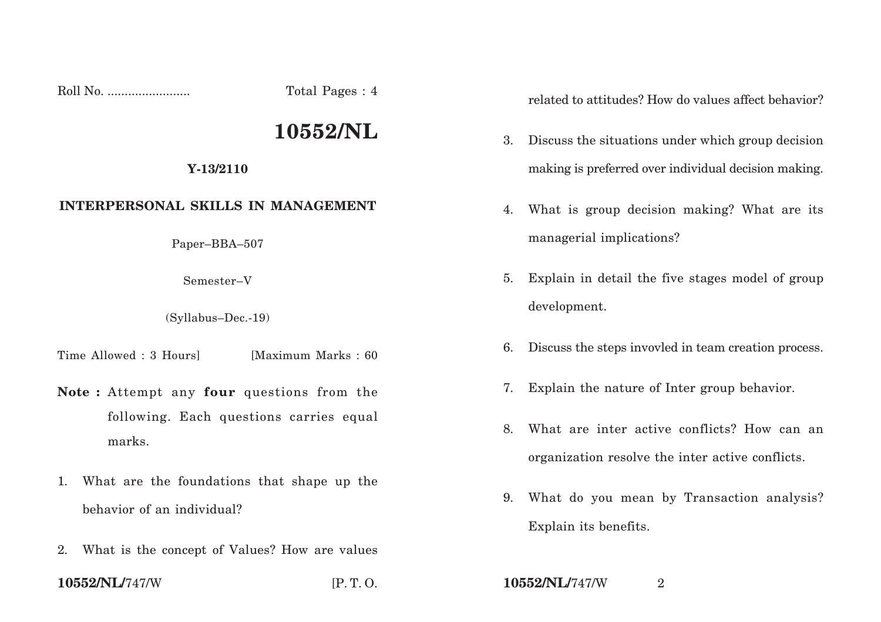Roll No. ........................ Total Pages : 4

# 10552/NL

**Y-13/2110**

**INTERPERSONAL SKILLS IN MANAGEMENT**

Paper–BBA–507

Semester–V

(Syllabus–Dec.-19)

Time Allowed : 3 Hours] [Maximum Marks : 60

**Note :** Attempt any **four** questions from the following. Each questions carries equal marks.

1. What are the foundations that shape up the behavior of an individual?

2. What is the concept of Values? How are values related to attitudes? How do values affect behavior?

3. Discuss the situations under which group decision making is preferred over individual decision making.

4. What is group decision making? What are its managerial implications?

5. Explain in detail the five stages model of group development.

6. Discuss the steps invovled in team creation process.

7. Explain the nature of Inter group behavior.

8. What are inter active conflicts? How can an organization resolve the inter active conflicts.

9. What do you mean by Transaction analysis? Explain its benefits.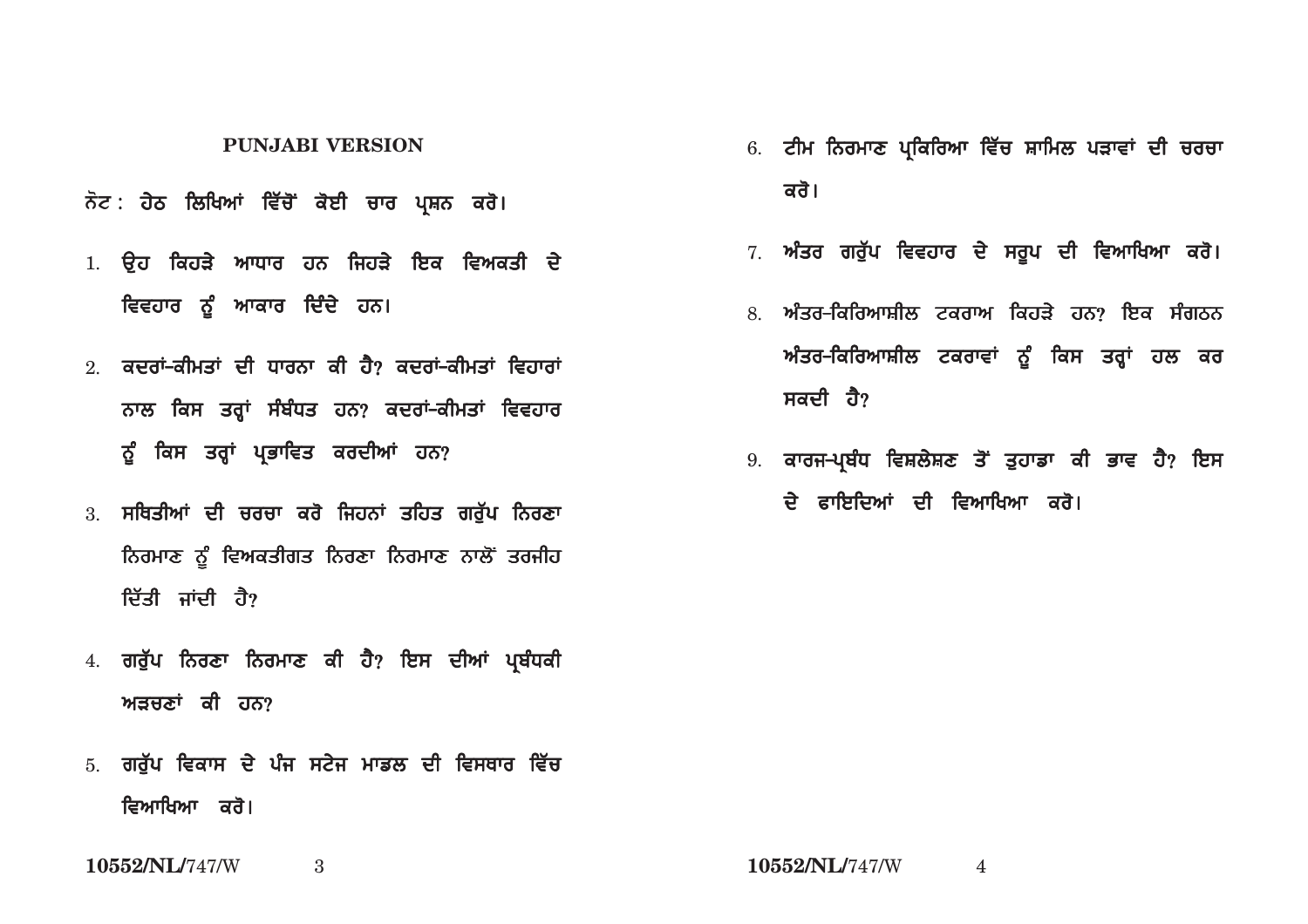**PUNJABI VERSION**

ਨੋਟ : ਹੇਠ ਲਿਖਿਆਂ ਵਿੱਚੋਂ ਕੋਈ ਚਾਰ ਪ੍ਰਸ਼ਨ ਕਰੋ।

1. ਉਹ ਕਿਹੜੇ ਆਧਾਰ ਹਨ ਜਿਹੜੇ ਇਕ ਵਿਅਕਤੀ ਦੇ ਵਿਵਹਾਰ ਨੂੰ ਆਕਾਰ ਦਿੰਦੇ ਹਨ।

2. ਕਦਰਾਂ-ਕੀਮਤਾਂ ਦੀ ਧਾਰਨਾ ਕੀ ਹੈ? ਕਦਰਾਂ-ਕੀਮਤਾਂ ਵਿਹਾਰਾਂ ਨਾਲ ਕਿਸ ਤਰ੍ਹਾਂ ਸੰਬੰਧਤ ਹਨ? ਕਦਰਾਂ-ਕੀਮਤਾਂ ਵਿਵਹਾਰ ਨੂੰ ਕਿਸ ਤਰ੍ਹਾਂ ਪ੍ਰਭਾਵਿਤ ਕਰਦੀਆਂ ਹਨ?

3. ਸਥਿਤੀਆਂ ਦੀ ਚਰਚਾ ਕਰੋ ਜਿਹਨਾਂ ਤਹਿਤ ਗਰੁੱਪ ਨਿਰਣਾ ਨਿਰਮਾਣ ਨੂੰ ਵਿਅਕਤੀਗਤ ਨਿਰਣਾ ਨਿਰਮਾਣ ਨਾਲੋਂ ਤਰਜੀਹ ਦਿੱਤੀ ਜਾਂਦੀ ਹੈ?

4. ਗਰੁੱਪ ਨਿਰਣਾ ਨਿਰਮਾਣ ਕੀ ਹੈ? ਇਸ ਦੀਆਂ ਪ੍ਰਬੰਧਕੀ ਅੜਚਣਾਂ ਕੀ ਹਨ?

5. ਗਰੁੱਪ ਵਿਕਾਸ ਦੇ ਪੰਜ ਸਟੇਜ ਮਾਡਲ ਦੀ ਵਿਸਥਾਰ ਵਿੱਚ ਵਿਆਖਿਆ ਕਰੋ।

6. ਟੀਮ ਨਿਰਮਾਣ ਪ੍ਰਕਿਰਿਆ ਵਿੱਚ ਸ਼ਾਮਿਲ ਪੜਾਵਾਂ ਦੀ ਚਰਚਾ ਕਰੋ।

7. ਅੰਤਰ ਗਰੁੱਪ ਵਿਵਹਾਰ ਦੇ ਸਰੂਪ ਦੀ ਵਿਆਖਿਆ ਕਰੋ।

8. ਅੰਤਰ-ਕਿਰਿਆਸ਼ੀਲ ਟਕਰਾਅ ਕਿਹੜੇ ਹਨ? ਇਕ ਸੰਗਠਨ ਅੰਤਰ-ਕਿਰਿਆਸ਼ੀਲ ਟਕਰਾਵਾਂ ਨੂੰ ਕਿਸ ਤਰ੍ਹਾਂ ਹਲ ਕਰ ਸਕਦੀ ਹੈ?

9. ਕਾਰਜ-ਪ੍ਰਬੰਧ ਵਿਸ਼ਲੇਸ਼ਣ ਤੋਂ ਤੁਹਾਡਾ ਕੀ ਭਾਵ ਹੈ? ਇਸ ਦੇ ਫਾਇਦਿਆਂ ਦੀ ਵਿਆਖਿਆ ਕਰੋ।